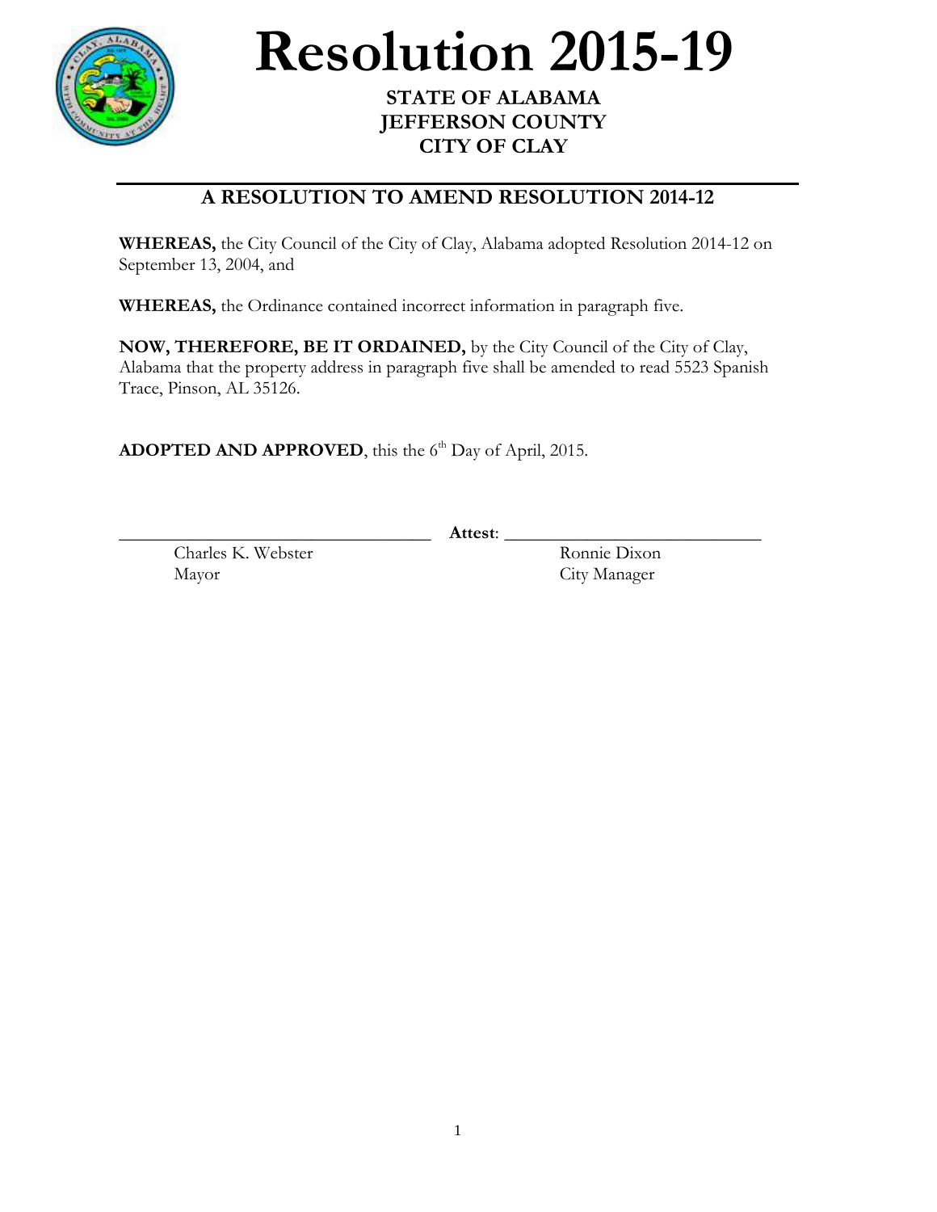# Resolution 2015-19

**STATE OF ALABAMA**
**JEFFERSON COUNTY**
**CITY OF CLAY**

## A RESOLUTION TO AMEND RESOLUTION 2014-12

**WHEREAS,** the City Council of the City of Clay, Alabama adopted Resolution 2014-12 on September 13, 2004, and

**WHEREAS,** the Ordinance contained incorrect information in paragraph five.

**NOW, THEREFORE, BE IT ORDAINED,** by the City Council of the City of Clay, Alabama that the property address in paragraph five shall be amended to read 5523 Spanish Trace, Pinson, AL 35126.

**ADOPTED AND APPROVED**, this the 6th Day of April, 2015.

\_\_\_\_\_\_\_\_\_\_\_\_\_\_\_\_\_\_\_\_\_\_\_\_\_\_\_\_\_\_\_\_ **Attest**: \_\_\_\_\_\_\_\_\_\_\_\_\_\_\_\_\_\_\_\_\_\_\_\_\_\_\_\_

Charles K. Webster
Mayor

Ronnie Dixon
City Manager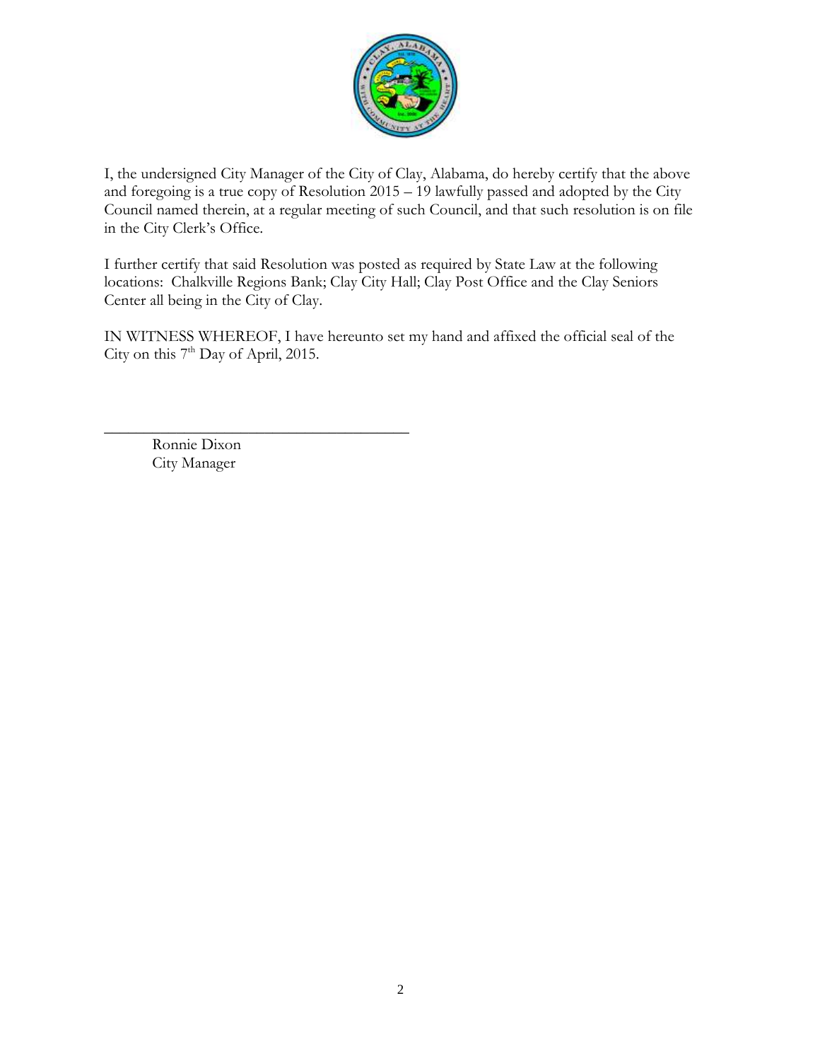I, the undersigned City Manager of the City of Clay, Alabama, do hereby certify that the above and foregoing is a true copy of Resolution 2015 – 19 lawfully passed and adopted by the City Council named therein, at a regular meeting of such Council, and that such resolution is on file in the City Clerk's Office.

I further certify that said Resolution was posted as required by State Law at the following locations: Chalkville Regions Bank; Clay City Hall; Clay Post Office and the Clay Seniors Center all being in the City of Clay.

IN WITNESS WHEREOF, I have hereunto set my hand and affixed the official seal of the City on this 7th Day of April, 2015.

\_\_\_\_\_\_\_\_\_\_\_\_\_\_\_\_\_\_\_\_\_\_\_\_\_\_\_\_\_\_\_\_\_\_\_\_\_\_

Ronnie Dixon
City Manager